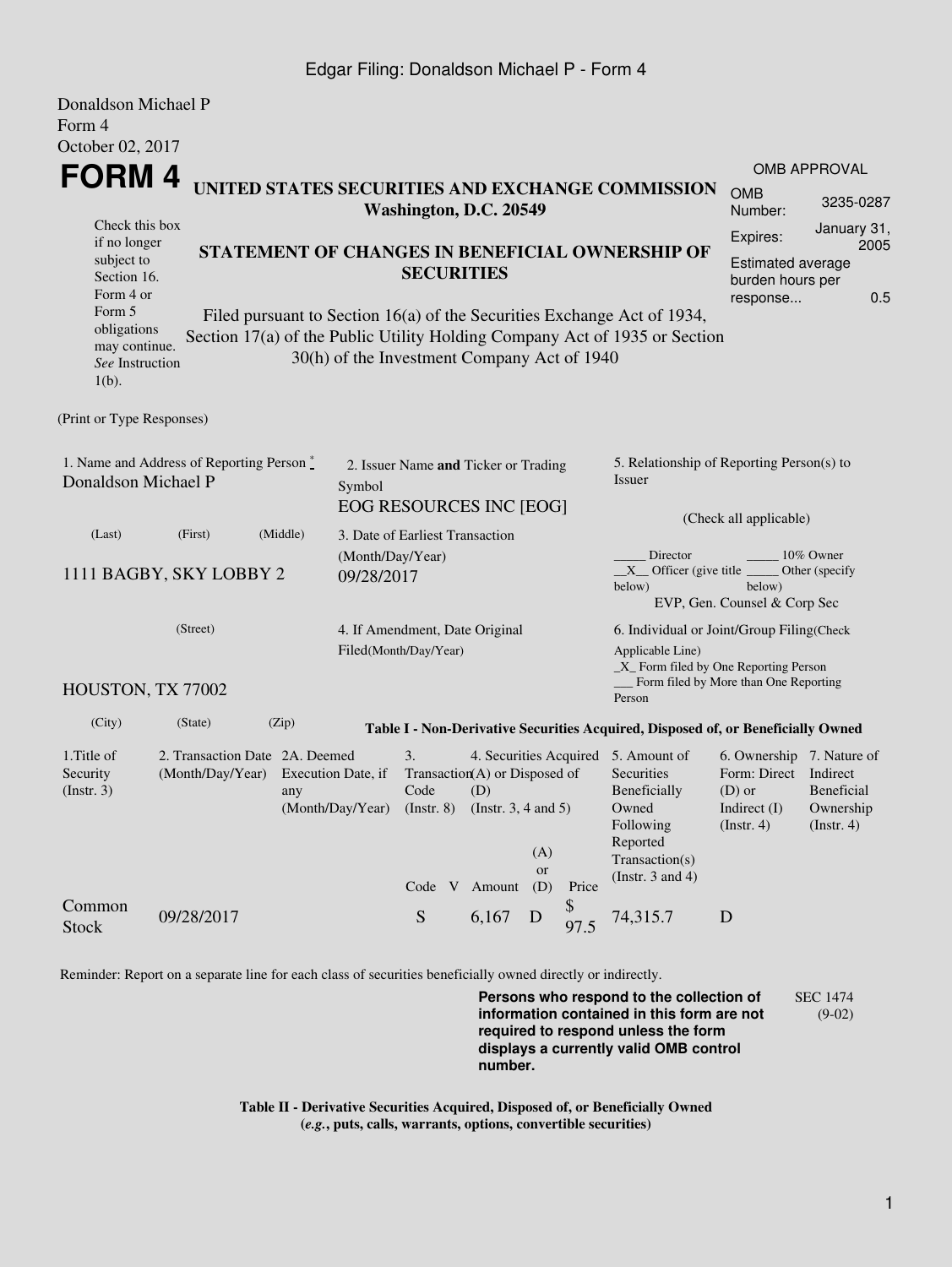Edgar Filing: Donaldson Michael P - Form 4

Donaldson Michael P
Form 4
October 02, 2017

# FORM 4

**UNITED STATES SECURITIES AND EXCHANGE COMMISSION**
**Washington, D.C. 20549**

| OMB APPROVAL | |
|---|---|
| OMB Number: | 3235-0287 |
| Expires: | January 31, 2005 |
| Estimated average burden hours per response... | 0.5 |

Check this box if no longer subject to Section 16. Form 4 or Form 5 obligations may continue. *See* Instruction 1(b).

**STATEMENT OF CHANGES IN BENEFICIAL OWNERSHIP OF SECURITIES**

Filed pursuant to Section 16(a) of the Securities Exchange Act of 1934, Section 17(a) of the Public Utility Holding Company Act of 1935 or Section 30(h) of the Investment Company Act of 1940

(Print or Type Responses)

1. Name and Address of Reporting Person *
Donaldson Michael P

(Last) (First) (Middle)

1111 BAGBY, SKY LOBBY 2

(Street)

HOUSTON, TX 77002

(City) (State) (Zip)

2. Issuer Name **and** Ticker or Trading Symbol
EOG RESOURCES INC [EOG]

3. Date of Earliest Transaction (Month/Day/Year)
09/28/2017

4. If Amendment, Date Original Filed(Month/Day/Year)

5. Relationship of Reporting Person(s) to Issuer

(Check all applicable)

_____ Director _____ 10% Owner
__X__ Officer (give title below) _____ Other (specify below)
EVP, Gen. Counsel & Corp Sec

6. Individual or Joint/Group Filing(Check Applicable Line)
_X_ Form filed by One Reporting Person
___ Form filed by More than One Reporting Person

**Table I - Non-Derivative Securities Acquired, Disposed of, or Beneficially Owned**

| 1.Title of Security (Instr. 3) | 2. Transaction Date (Month/Day/Year) | 2A. Deemed Execution Date, if any (Month/Day/Year) | 3. Transaction Code (Instr. 8) | | 4. Securities Acquired (A) or Disposed of (D) (Instr. 3, 4 and 5) | | | 5. Amount of Securities Beneficially Owned Following Reported Transaction(s) (Instr. 3 and 4) | 6. Ownership Form: Direct (D) or Indirect (I) (Instr. 4) | 7. Nature of Indirect Beneficial Ownership (Instr. 4) |
|---|---|---|---|---|---|---|---|---|---|---|
| | | | Code | V | Amount | (A) or (D) | Price | | | |
| Common Stock | 09/28/2017 | | S | | 6,167 | D | $ 97.5 | 74,315.7 | D | |

Reminder: Report on a separate line for each class of securities beneficially owned directly or indirectly.

**Persons who respond to the collection of information contained in this form are not required to respond unless the form displays a currently valid OMB control number.**

SEC 1474 (9-02)

**Table II - Derivative Securities Acquired, Disposed of, or Beneficially Owned**
**(*e.g.*, puts, calls, warrants, options, convertible securities)**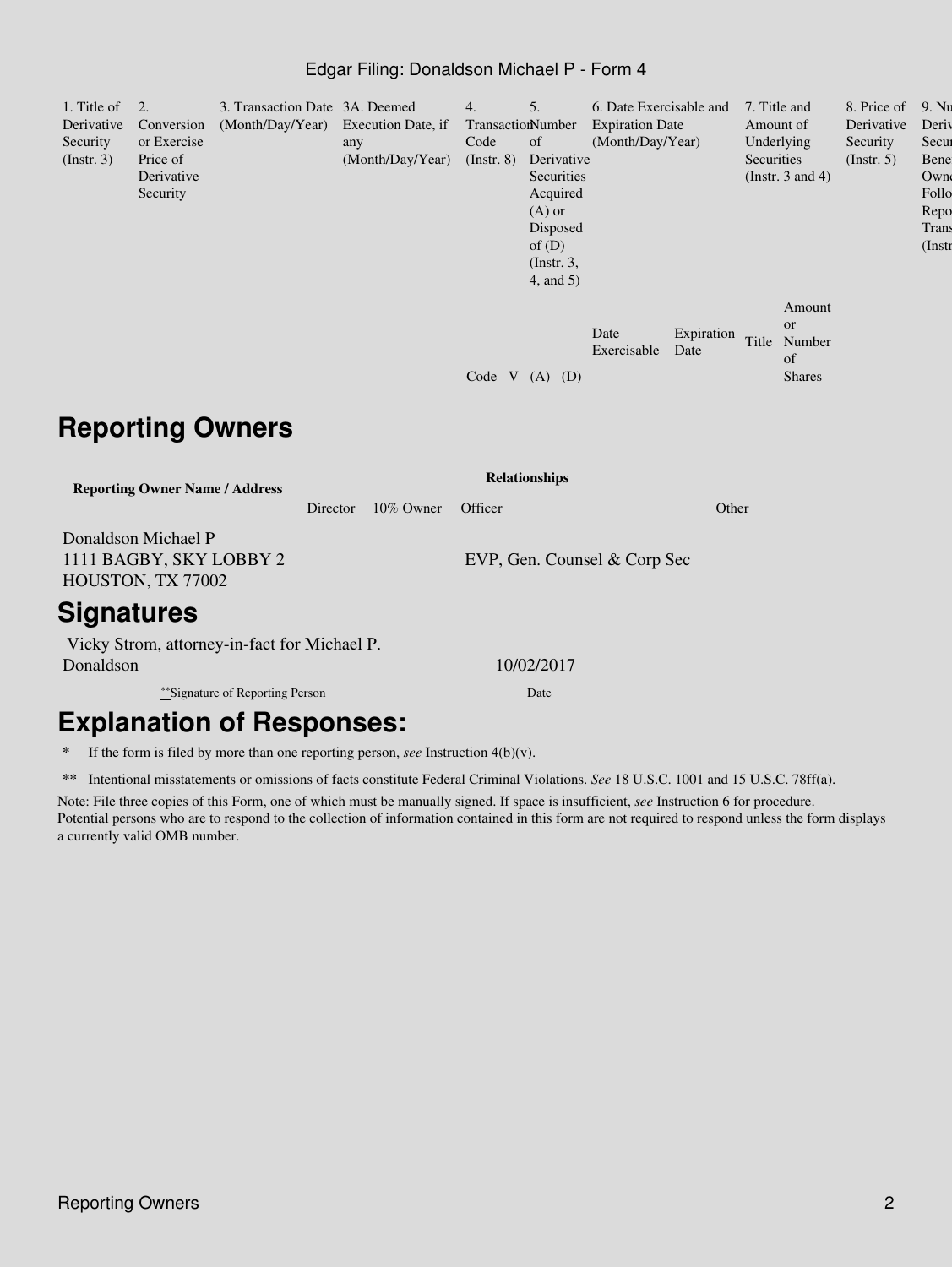| 1. Title of Derivative Security (Instr. 3) | 2. Conversion or Exercise Price of Derivative Security | 3. Transaction Date (Month/Day/Year) | 3A. Deemed Execution Date, if any (Month/Day/Year) | 4. Transaction Code (Instr. 8) | | 5. Number of Derivative Securities Acquired (A) or Disposed of (D) (Instr. 3, 4, and 5) | | 6. Date Exercisable and Expiration Date (Month/Day/Year) | | 7. Title and Amount of Underlying Securities (Instr. 3 and 4) | | 8. Price of Derivative Security (Instr. 5) | 9. Nu Deriv Secur Bene Owne Follo Repo Trans (Instr |
|---|---|---|---|---|---|---|---|---|---|---|---|---|---|
| | | | | Code | V | (A) | (D) | Date Exercisable | Expiration Date | Title | Amount or Number of Shares | | |

## Reporting Owners

| Reporting Owner Name / Address | Relationships | | | |
|---|---|---|---|---|
| | Director | 10% Owner | Officer | Other |
| Donaldson Michael P<br>1111 BAGBY, SKY LOBBY 2<br>HOUSTON, TX 77002 | | | EVP, Gen. Counsel & Corp Sec | |

## Signatures

| | |
|---|---|
| Vicky Strom, attorney-in-fact for Michael P. Donaldson | 10/02/2017 |
| **Signature of Reporting Person | Date |

## Explanation of Responses:

\* If the form is filed by more than one reporting person, *see* Instruction 4(b)(v).

\*\* Intentional misstatements or omissions of facts constitute Federal Criminal Violations. *See* 18 U.S.C. 1001 and 15 U.S.C. 78ff(a).

Note: File three copies of this Form, one of which must be manually signed. If space is insufficient, *see* Instruction 6 for procedure.
Potential persons who are to respond to the collection of information contained in this form are not required to respond unless the form displays a currently valid OMB number.